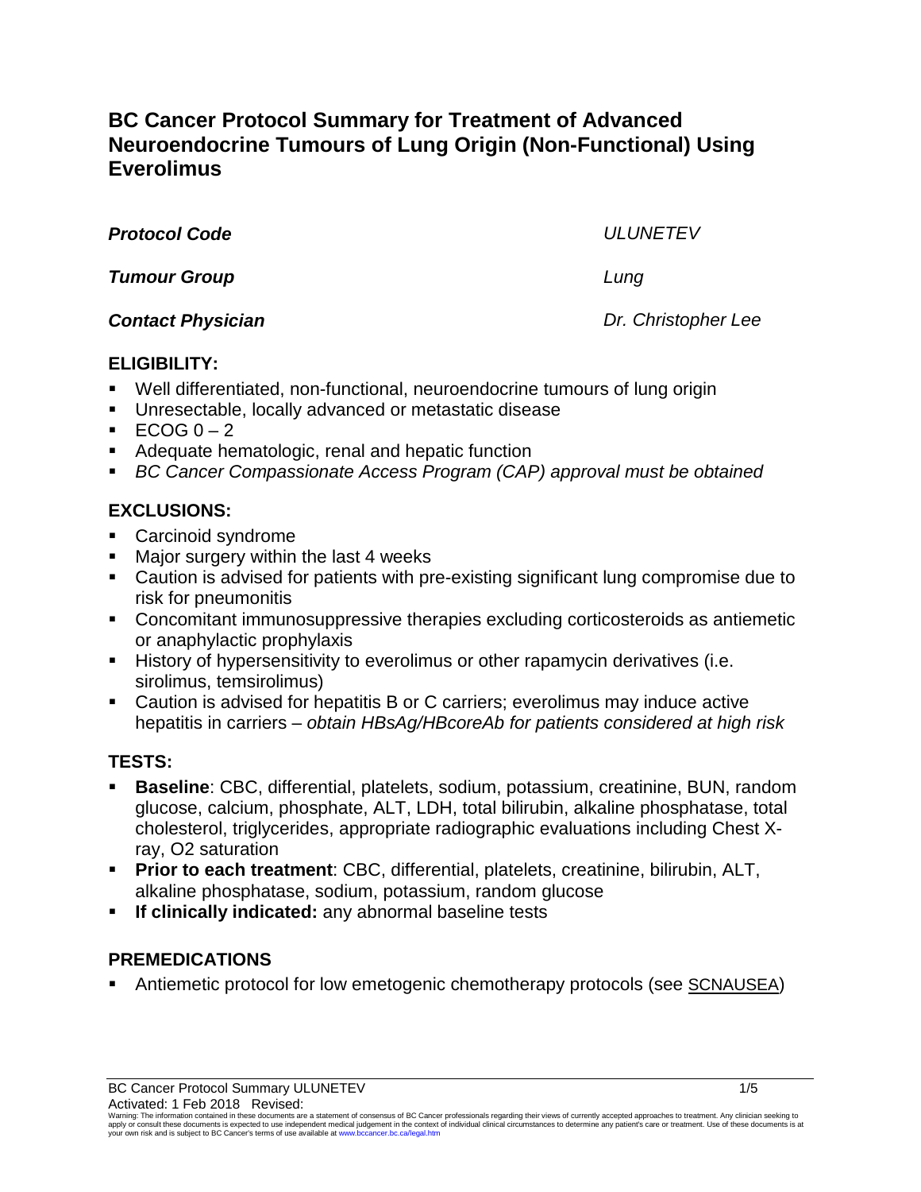# BC Cancer Protocol Summary for Treatment of Advanced Neuroendocrine Tumours of Lung Origin (Non-Functional) Using Everolimus

| | |
|---|---|
| ***Protocol Code*** | *ULUNETEV* |
| ***Tumour Group*** | *Lung* |
| ***Contact Physician*** | *Dr. Christopher Lee* |

## ELIGIBILITY:

- Well differentiated, non-functional, neuroendocrine tumours of lung origin
- Unresectable, locally advanced or metastatic disease
- ECOG 0 – 2
- Adequate hematologic, renal and hepatic function
- *BC Cancer Compassionate Access Program (CAP) approval must be obtained*

## EXCLUSIONS:

- Carcinoid syndrome
- Major surgery within the last 4 weeks
- Caution is advised for patients with pre-existing significant lung compromise due to risk for pneumonitis
- Concomitant immunosuppressive therapies excluding corticosteroids as antiemetic or anaphylactic prophylaxis
- History of hypersensitivity to everolimus or other rapamycin derivatives (i.e. sirolimus, temsirolimus)
- Caution is advised for hepatitis B or C carriers; everolimus may induce active hepatitis in carriers – *obtain HBsAg/HBcoreAb for patients considered at high risk*

## TESTS:

- **Baseline**: CBC, differential, platelets, sodium, potassium, creatinine, BUN, random glucose, calcium, phosphate, ALT, LDH, total bilirubin, alkaline phosphatase, total cholesterol, triglycerides, appropriate radiographic evaluations including Chest X-ray, O2 saturation
- **Prior to each treatment**: CBC, differential, platelets, creatinine, bilirubin, ALT, alkaline phosphatase, sodium, potassium, random glucose
- **If clinically indicated:** any abnormal baseline tests

## PREMEDICATIONS

- Antiemetic protocol for low emetogenic chemotherapy protocols (see SCNAUSEA)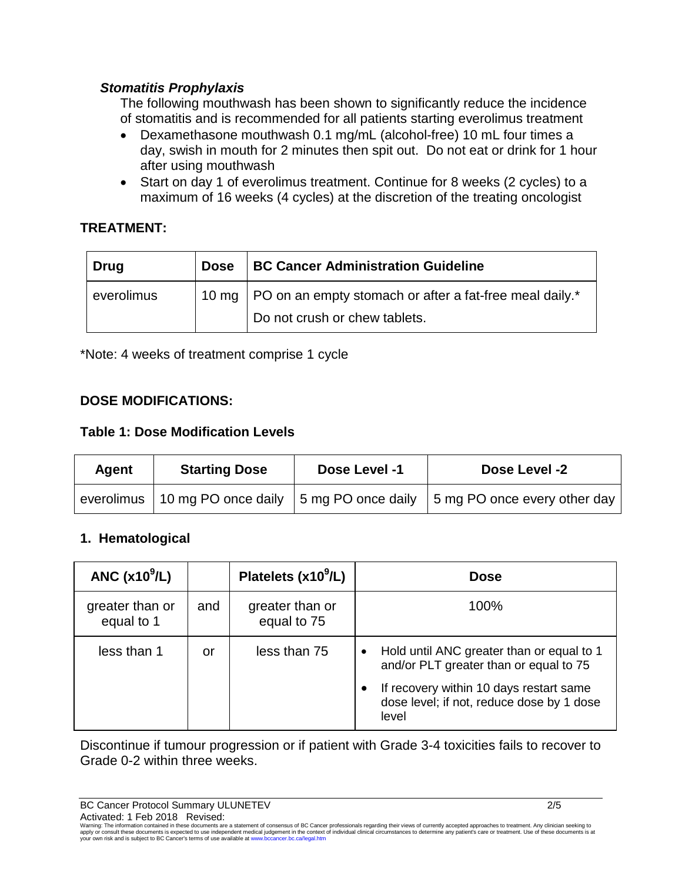***Stomatitis Prophylaxis***

The following mouthwash has been shown to significantly reduce the incidence of stomatitis and is recommended for all patients starting everolimus treatment

- Dexamethasone mouthwash 0.1 mg/mL (alcohol-free) 10 mL four times a day, swish in mouth for 2 minutes then spit out. Do not eat or drink for 1 hour after using mouthwash
- Start on day 1 of everolimus treatment. Continue for 8 weeks (2 cycles) to a maximum of 16 weeks (4 cycles) at the discretion of the treating oncologist

**TREATMENT:**

| Drug | Dose | BC Cancer Administration Guideline |
|---|---|---|
| everolimus | 10 mg | PO on an empty stomach or after a fat-free meal daily.* Do not crush or chew tablets. |

*Note: 4 weeks of treatment comprise 1 cycle

**DOSE MODIFICATIONS:**

**Table 1: Dose Modification Levels**

| Agent | Starting Dose | Dose Level -1 | Dose Level -2 |
|---|---|---|---|
| everolimus | 10 mg PO once daily | 5 mg PO once daily | 5 mg PO once every other day |

**1. Hematological**

| ANC ($x10^9$/L) | | Platelets ($x10^9$/L) | Dose |
|---|---|---|---|
| greater than or equal to 1 | and | greater than or equal to 75 | 100% |
| less than 1 | or | less than 75 | • Hold until ANC greater than or equal to 1 and/or PLT greater than or equal to 75<br>• If recovery within 10 days restart same dose level; if not, reduce dose by 1 dose level |

Discontinue if tumour progression or if patient with Grade 3-4 toxicities fails to recover to Grade 0-2 within three weeks.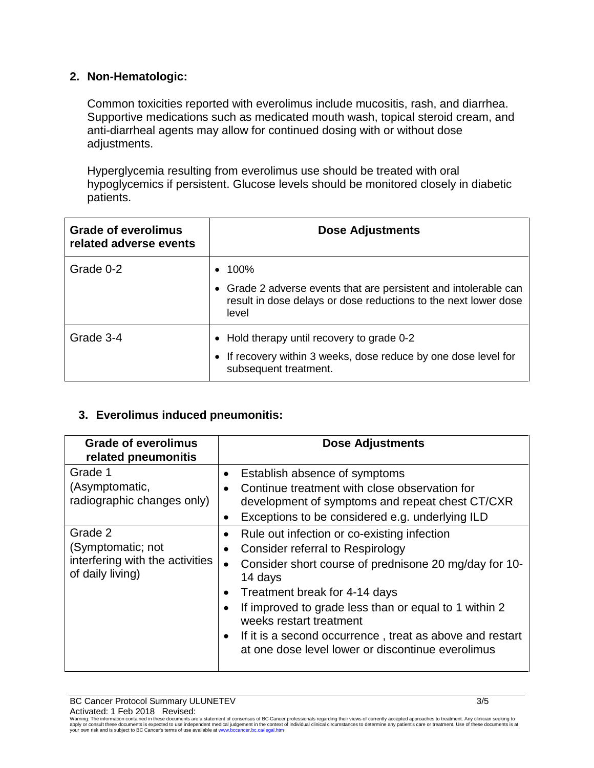**2. Non-Hematologic:**

Common toxicities reported with everolimus include mucositis, rash, and diarrhea. Supportive medications such as medicated mouth wash, topical steroid cream, and anti-diarrheal agents may allow for continued dosing with or without dose adjustments.

Hyperglycemia resulting from everolimus use should be treated with oral hypoglycemics if persistent. Glucose levels should be monitored closely in diabetic patients.

| Grade of everolimus related adverse events | Dose Adjustments |
| --- | --- |
| Grade 0-2 | • 100%<br>• Grade 2 adverse events that are persistent and intolerable can result in dose delays or dose reductions to the next lower dose level |
| Grade 3-4 | • Hold therapy until recovery to grade 0-2<br>• If recovery within 3 weeks, dose reduce by one dose level for subsequent treatment. |

**3. Everolimus induced pneumonitis:**

| Grade of everolimus related pneumonitis | Dose Adjustments |
| --- | --- |
| Grade 1<br>(Asymptomatic, radiographic changes only) | • Establish absence of symptoms<br>• Continue treatment with close observation for development of symptoms and repeat chest CT/CXR<br>• Exceptions to be considered e.g. underlying ILD |
| Grade 2<br>(Symptomatic; not interfering with the activities of daily living) | • Rule out infection or co-existing infection<br>• Consider referral to Respirology<br>• Consider short course of prednisone 20 mg/day for 10-14 days<br>• Treatment break for 4-14 days<br>• If improved to grade less than or equal to 1 within 2 weeks restart treatment<br>• If it is a second occurrence , treat as above and restart at one dose level lower or discontinue everolimus |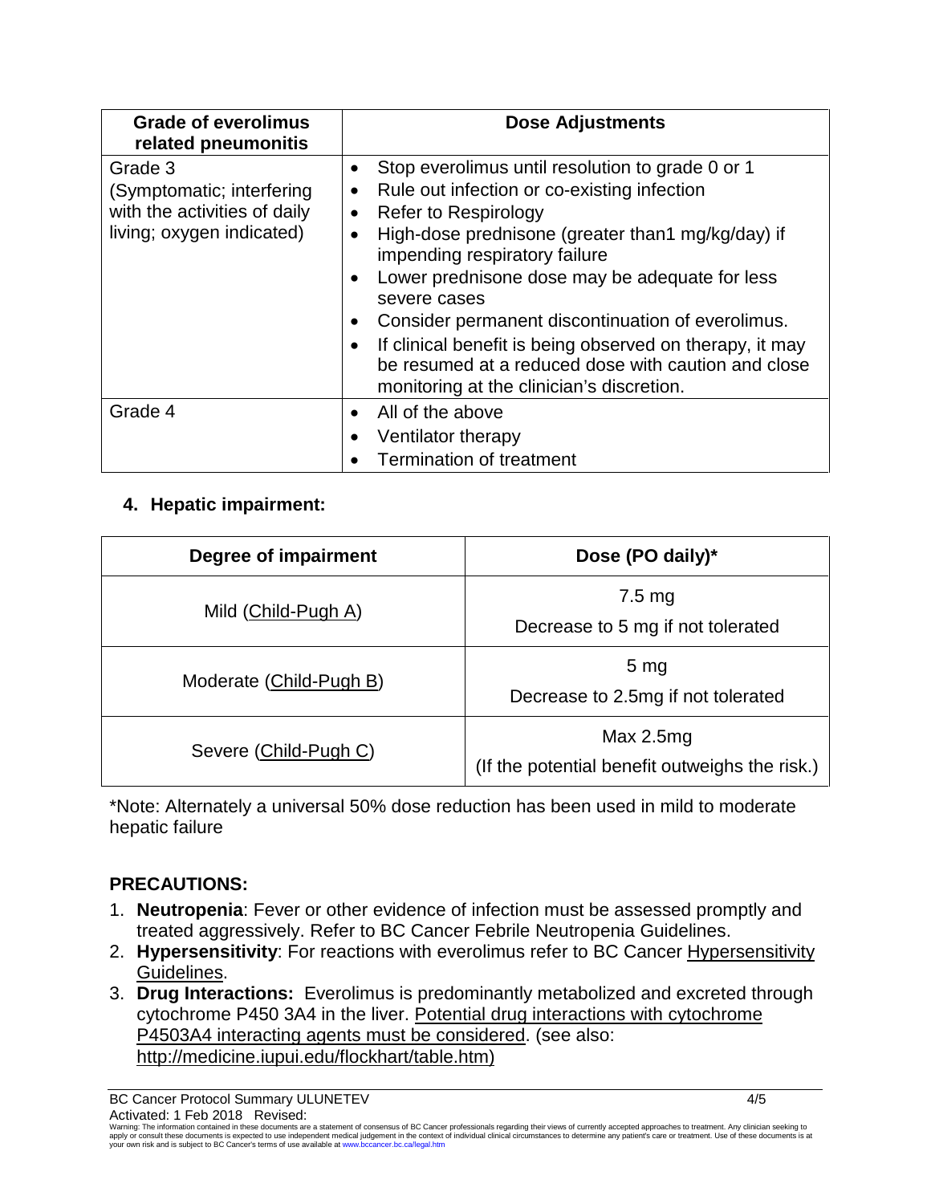| Grade of everolimus related pneumonitis | Dose Adjustments |
|---|---|
| Grade 3 (Symptomatic; interfering with the activities of daily living; oxygen indicated) | • Stop everolimus until resolution to grade 0 or 1<br>• Rule out infection or co-existing infection<br>• Refer to Respirology<br>• High-dose prednisone (greater than1 mg/kg/day) if impending respiratory failure<br>• Lower prednisone dose may be adequate for less severe cases<br>• Consider permanent discontinuation of everolimus.<br>• If clinical benefit is being observed on therapy, it may be resumed at a reduced dose with caution and close monitoring at the clinician's discretion. |
| Grade 4 | • All of the above<br>• Ventilator therapy<br>• Termination of treatment |

4. **Hepatic impairment:**

| Degree of impairment | Dose (PO daily)* |
|---|---|
| Mild (Child-Pugh A) | 7.5 mg<br>Decrease to 5 mg if not tolerated |
| Moderate (Child-Pugh B) | 5 mg<br>Decrease to 2.5mg if not tolerated |
| Severe (Child-Pugh C) | Max 2.5mg<br>(If the potential benefit outweighs the risk.) |

*Note: Alternately a universal 50% dose reduction has been used in mild to moderate hepatic failure

## PRECAUTIONS:

1. **Neutropenia**: Fever or other evidence of infection must be assessed promptly and treated aggressively. Refer to BC Cancer Febrile Neutropenia Guidelines.
2. **Hypersensitivity**: For reactions with everolimus refer to BC Cancer Hypersensitivity Guidelines.
3. **Drug Interactions:** Everolimus is predominantly metabolized and excreted through cytochrome P450 3A4 in the liver. Potential drug interactions with cytochrome P4503A4 interacting agents must be considered. (see also: http://medicine.iupui.edu/flockhart/table.htm)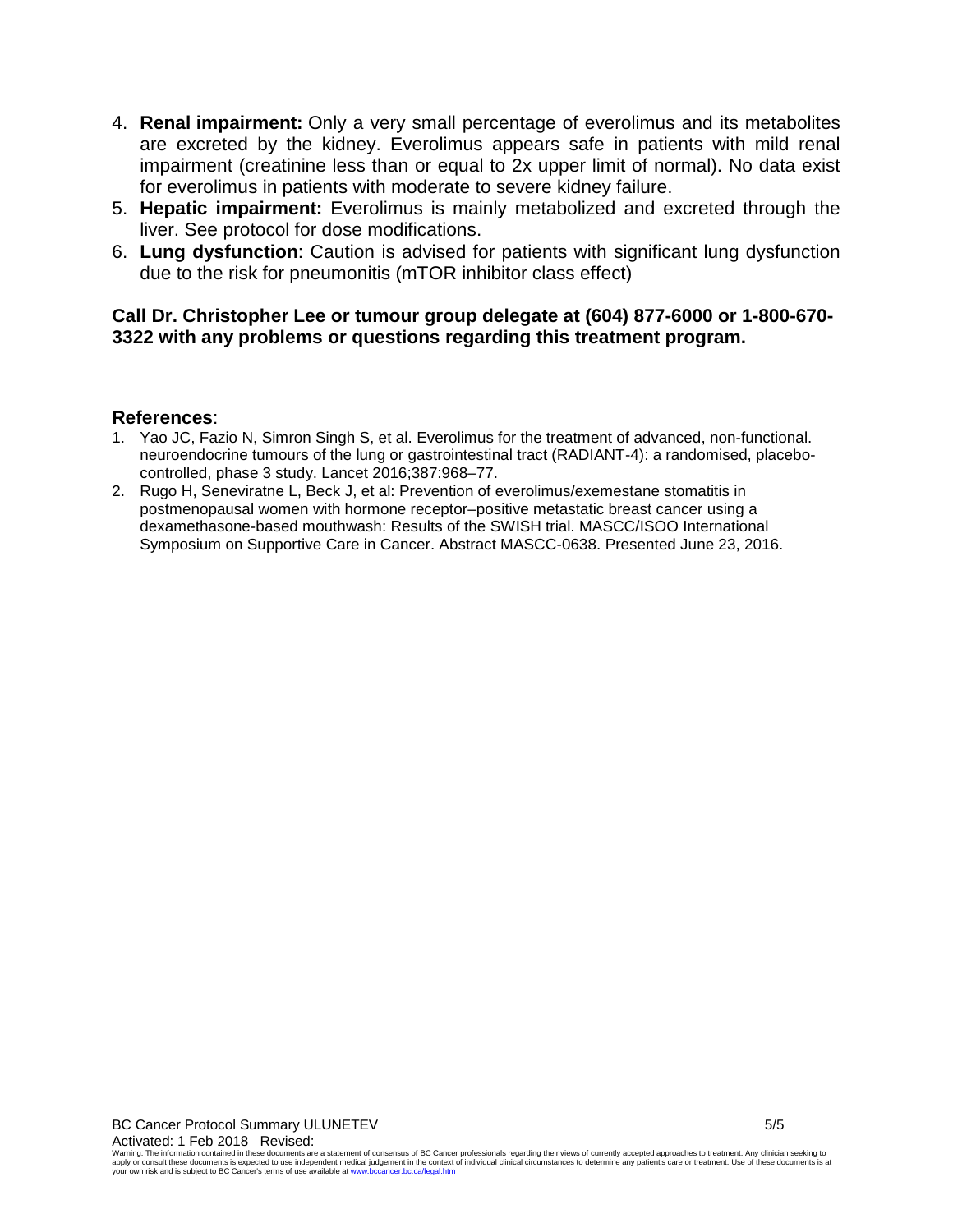4. **Renal impairment:** Only a very small percentage of everolimus and its metabolites are excreted by the kidney. Everolimus appears safe in patients with mild renal impairment (creatinine less than or equal to 2x upper limit of normal). No data exist for everolimus in patients with moderate to severe kidney failure.
5. **Hepatic impairment:** Everolimus is mainly metabolized and excreted through the liver. See protocol for dose modifications.
6. **Lung dysfunction**: Caution is advised for patients with significant lung dysfunction due to the risk for pneumonitis (mTOR inhibitor class effect)

**Call Dr. Christopher Lee or tumour group delegate at (604) 877-6000 or 1-800-670-3322 with any problems or questions regarding this treatment program.**

## References:

1. Yao JC, Fazio N, Simron Singh S, et al. Everolimus for the treatment of advanced, non-functional. neuroendocrine tumours of the lung or gastrointestinal tract (RADIANT-4): a randomised, placebo-controlled, phase 3 study. Lancet 2016;387:968–77.
2. Rugo H, Seneviratne L, Beck J, et al: Prevention of everolimus/exemestane stomatitis in postmenopausal women with hormone receptor–positive metastatic breast cancer using a dexamethasone-based mouthwash: Results of the SWISH trial. MASCC/ISOO International Symposium on Supportive Care in Cancer. Abstract MASCC-0638. Presented June 23, 2016.